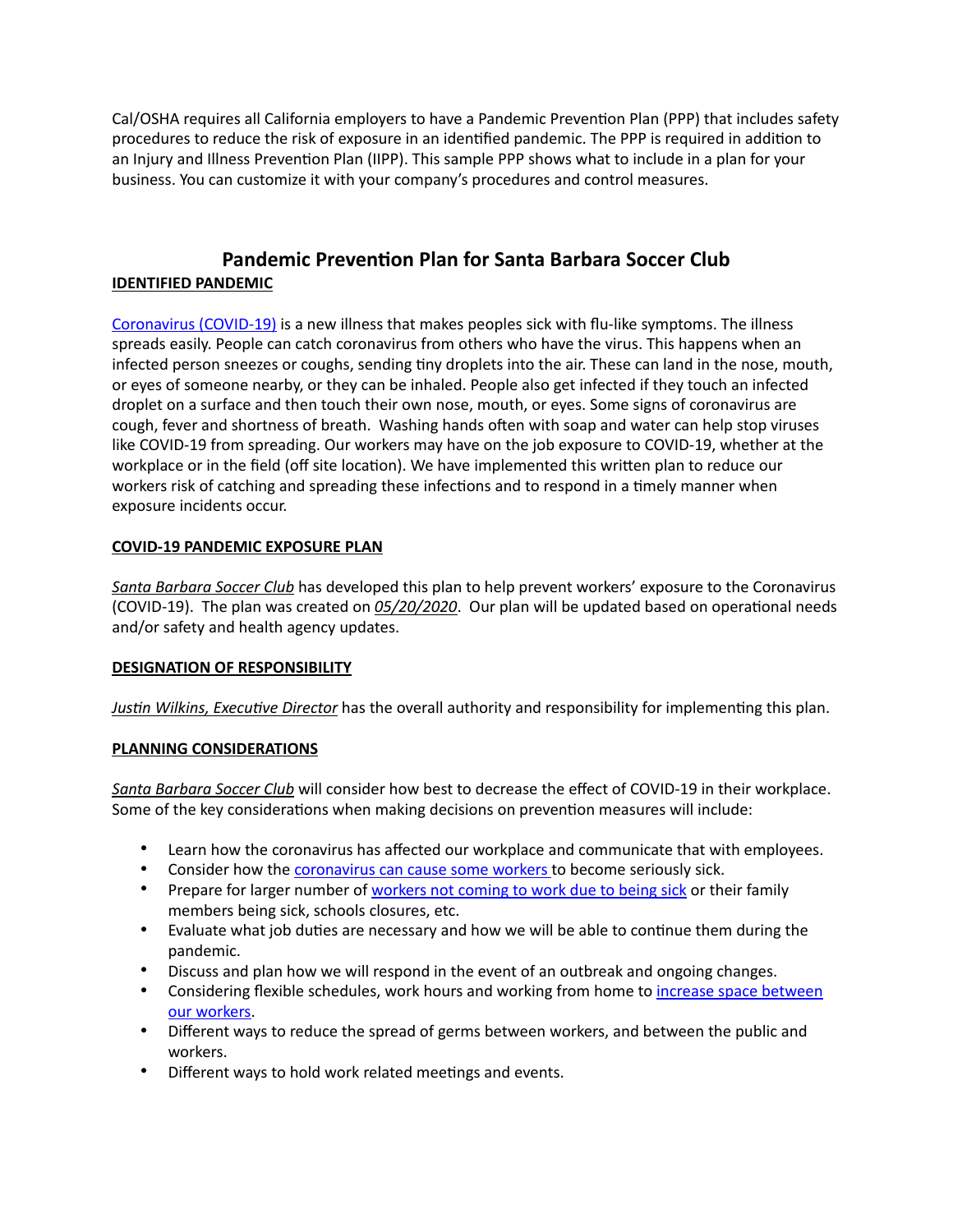Cal/OSHA requires all California employers to have a Pandemic Prevention Plan (PPP) that includes safety procedures to reduce the risk of exposure in an identified pandemic. The PPP is required in addition to an Injury and Illness Prevention Plan (IIPP). This sample PPP shows what to include in a plan for your business. You can customize it with your company's procedures and control measures.

# Pandemic Prevention Plan for Santa Barbara Soccer Club

## IDENTIFIED PANDEMIC

Coronavirus (COVID-19) is a new illness that makes peoples sick with flu-like symptoms. The illness spreads easily. People can catch coronavirus from others who have the virus. This happens when an infected person sneezes or coughs, sending tiny droplets into the air. These can land in the nose, mouth, or eyes of someone nearby, or they can be inhaled. People also get infected if they touch an infected droplet on a surface and then touch their own nose, mouth, or eyes. Some signs of coronavirus are cough, fever and shortness of breath. Washing hands often with soap and water can help stop viruses like COVID-19 from spreading. Our workers may have on the job exposure to COVID-19, whether at the workplace or in the field (off site location). We have implemented this written plan to reduce our workers risk of catching and spreading these infections and to respond in a timely manner when exposure incidents occur.

## COVID-19 PANDEMIC EXPOSURE PLAN

*Santa Barbara Soccer Club* has developed this plan to help prevent workers' exposure to the Coronavirus (COVID-19). The plan was created on *05/20/2020*. Our plan will be updated based on operational needs and/or safety and health agency updates.

## DESIGNATION OF RESPONSIBILITY

*Justin Wilkins, Executive Director* has the overall authority and responsibility for implementing this plan.

## PLANNING CONSIDERATIONS

*Santa Barbara Soccer Club* will consider how best to decrease the effect of COVID-19 in their workplace. Some of the key considerations when making decisions on prevention measures will include:

- Learn how the coronavirus has affected our workplace and communicate that with employees.
- Consider how the coronavirus can cause some workers to become seriously sick.
- Prepare for larger number of workers not coming to work due to being sick or their family members being sick, schools closures, etc.
- Evaluate what job duties are necessary and how we will be able to continue them during the pandemic.
- Discuss and plan how we will respond in the event of an outbreak and ongoing changes.
- Considering flexible schedules, work hours and working from home to increase space between our workers.
- Different ways to reduce the spread of germs between workers, and between the public and workers.
- Different ways to hold work related meetings and events.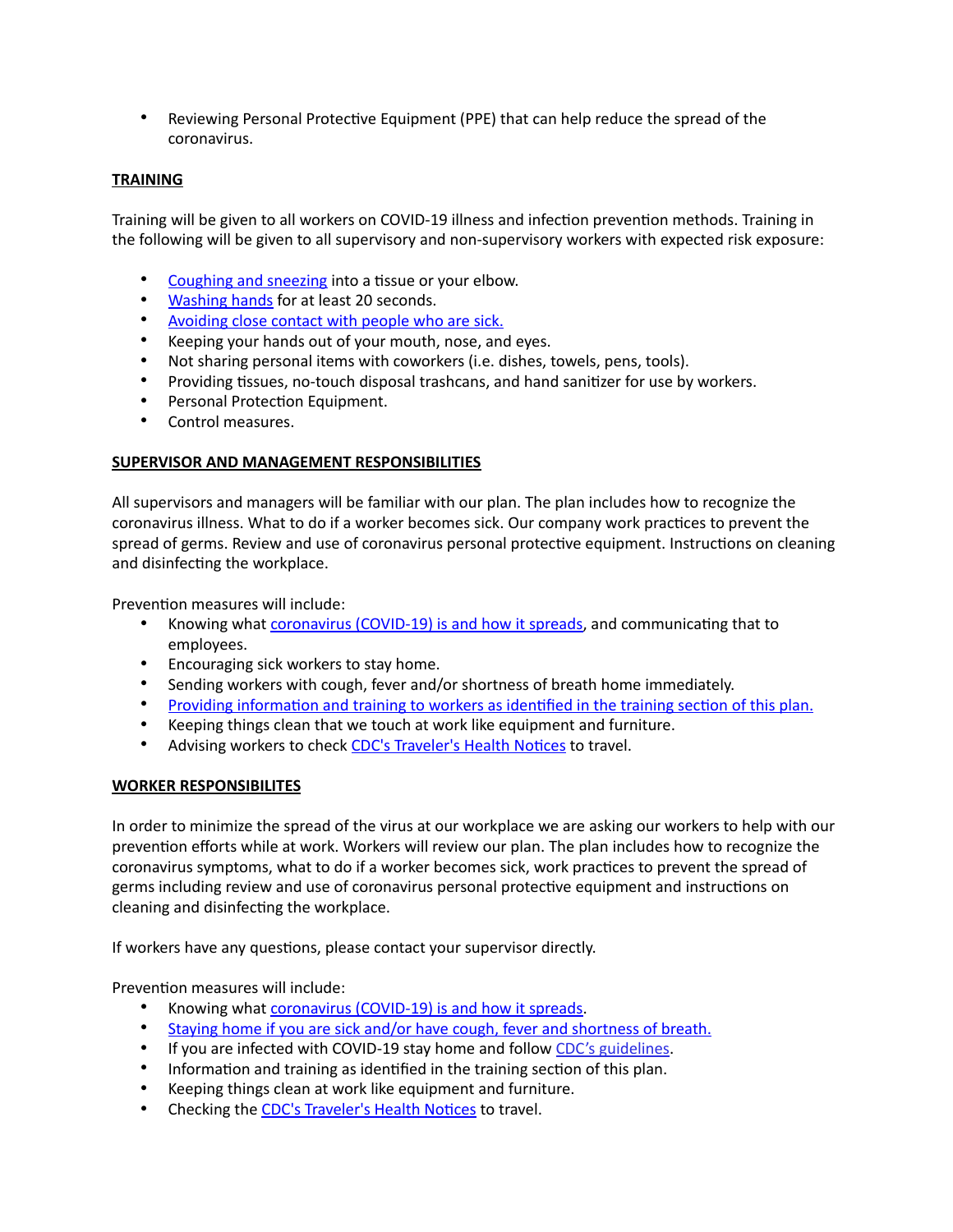- Reviewing Personal Protective Equipment (PPE) that can help reduce the spread of the coronavirus.

**TRAINING**

Training will be given to all workers on COVID-19 illness and infection prevention methods. Training in the following will be given to all supervisory and non-supervisory workers with expected risk exposure:

- Coughing and sneezing into a tissue or your elbow.
- Washing hands for at least 20 seconds.
- Avoiding close contact with people who are sick.
- Keeping your hands out of your mouth, nose, and eyes.
- Not sharing personal items with coworkers (i.e. dishes, towels, pens, tools).
- Providing tissues, no-touch disposal trashcans, and hand sanitizer for use by workers.
- Personal Protection Equipment.
- Control measures.

**SUPERVISOR AND MANAGEMENT RESPONSIBILITIES**

All supervisors and managers will be familiar with our plan. The plan includes how to recognize the coronavirus illness. What to do if a worker becomes sick. Our company work practices to prevent the spread of germs. Review and use of coronavirus personal protective equipment. Instructions on cleaning and disinfecting the workplace.

Prevention measures will include:

- Knowing what coronavirus (COVID-19) is and how it spreads, and communicating that to employees.
- Encouraging sick workers to stay home.
- Sending workers with cough, fever and/or shortness of breath home immediately.
- Providing information and training to workers as identified in the training section of this plan.
- Keeping things clean that we touch at work like equipment and furniture.
- Advising workers to check CDC's Traveler's Health Notices to travel.

**WORKER RESPONSIBILITES**

In order to minimize the spread of the virus at our workplace we are asking our workers to help with our prevention efforts while at work. Workers will review our plan. The plan includes how to recognize the coronavirus symptoms, what to do if a worker becomes sick, work practices to prevent the spread of germs including review and use of coronavirus personal protective equipment and instructions on cleaning and disinfecting the workplace.

If workers have any questions, please contact your supervisor directly.

Prevention measures will include:

- Knowing what coronavirus (COVID-19) is and how it spreads.
- Staying home if you are sick and/or have cough, fever and shortness of breath.
- If you are infected with COVID-19 stay home and follow CDC's guidelines.
- Information and training as identified in the training section of this plan.
- Keeping things clean at work like equipment and furniture.
- Checking the CDC's Traveler's Health Notices to travel.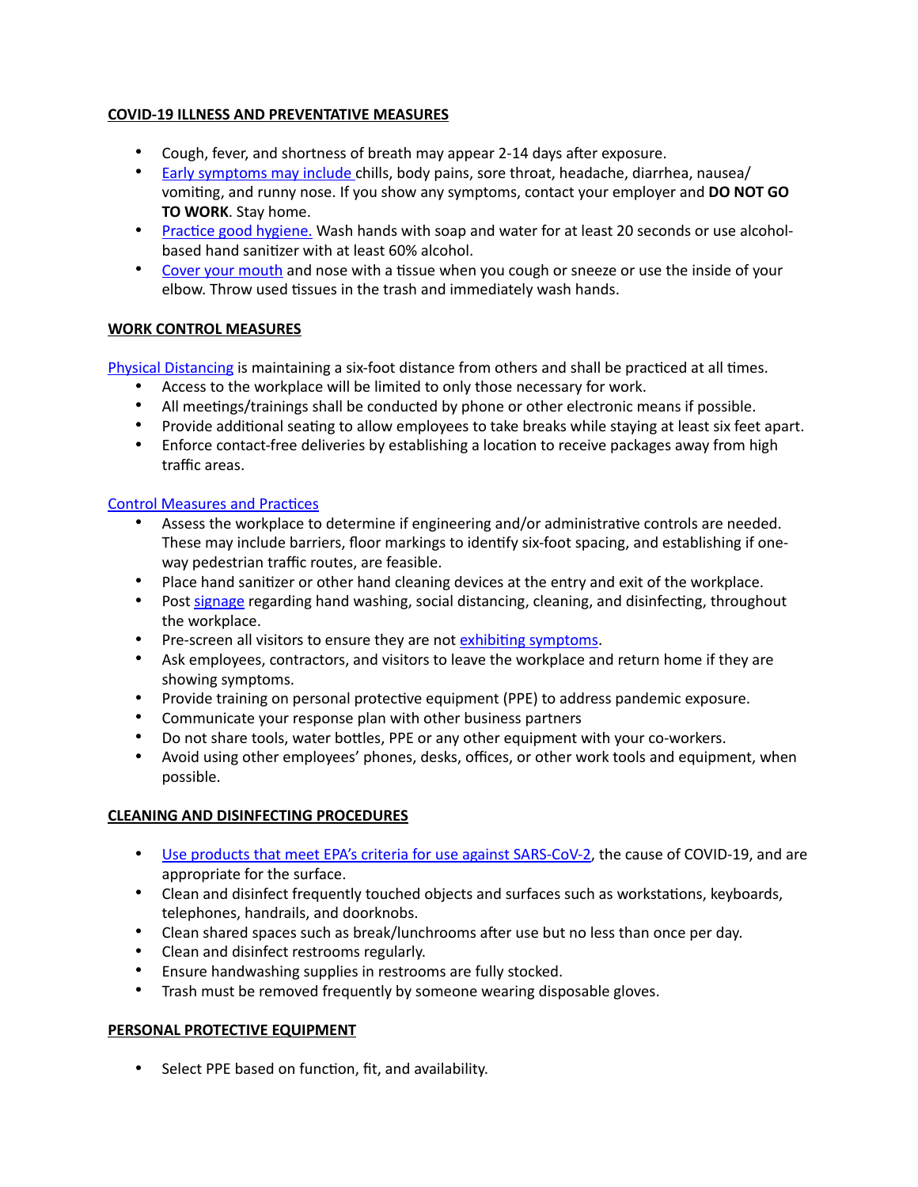## **COVID-19 ILLNESS AND PREVENTATIVE MEASURES**

- Cough, fever, and shortness of breath may appear 2-14 days after exposure.
- Early symptoms may include chills, body pains, sore throat, headache, diarrhea, nausea/vomiting, and runny nose. If you show any symptoms, contact your employer and **DO NOT GO TO WORK**. Stay home.
- Practice good hygiene. Wash hands with soap and water for at least 20 seconds or use alcohol-based hand sanitizer with at least 60% alcohol.
- Cover your mouth and nose with a tissue when you cough or sneeze or use the inside of your elbow. Throw used tissues in the trash and immediately wash hands.

## **WORK CONTROL MEASURES**

Physical Distancing is maintaining a six-foot distance from others and shall be practiced at all times.

- Access to the workplace will be limited to only those necessary for work.
- All meetings/trainings shall be conducted by phone or other electronic means if possible.
- Provide additional seating to allow employees to take breaks while staying at least six feet apart.
- Enforce contact-free deliveries by establishing a location to receive packages away from high traffic areas.

Control Measures and Practices

- Assess the workplace to determine if engineering and/or administrative controls are needed. These may include barriers, floor markings to identify six-foot spacing, and establishing if one-way pedestrian traffic routes, are feasible.
- Place hand sanitizer or other hand cleaning devices at the entry and exit of the workplace.
- Post signage regarding hand washing, social distancing, cleaning, and disinfecting, throughout the workplace.
- Pre-screen all visitors to ensure they are not exhibiting symptoms.
- Ask employees, contractors, and visitors to leave the workplace and return home if they are showing symptoms.
- Provide training on personal protective equipment (PPE) to address pandemic exposure.
- Communicate your response plan with other business partners
- Do not share tools, water bottles, PPE or any other equipment with your co-workers.
- Avoid using other employees' phones, desks, offices, or other work tools and equipment, when possible.

## **CLEANING AND DISINFECTING PROCEDURES**

- Use products that meet EPA's criteria for use against SARS-CoV-2, the cause of COVID-19, and are appropriate for the surface.
- Clean and disinfect frequently touched objects and surfaces such as workstations, keyboards, telephones, handrails, and doorknobs.
- Clean shared spaces such as break/lunchrooms after use but no less than once per day.
- Clean and disinfect restrooms regularly.
- Ensure handwashing supplies in restrooms are fully stocked.
- Trash must be removed frequently by someone wearing disposable gloves.

## **PERSONAL PROTECTIVE EQUIPMENT**

- Select PPE based on function, fit, and availability.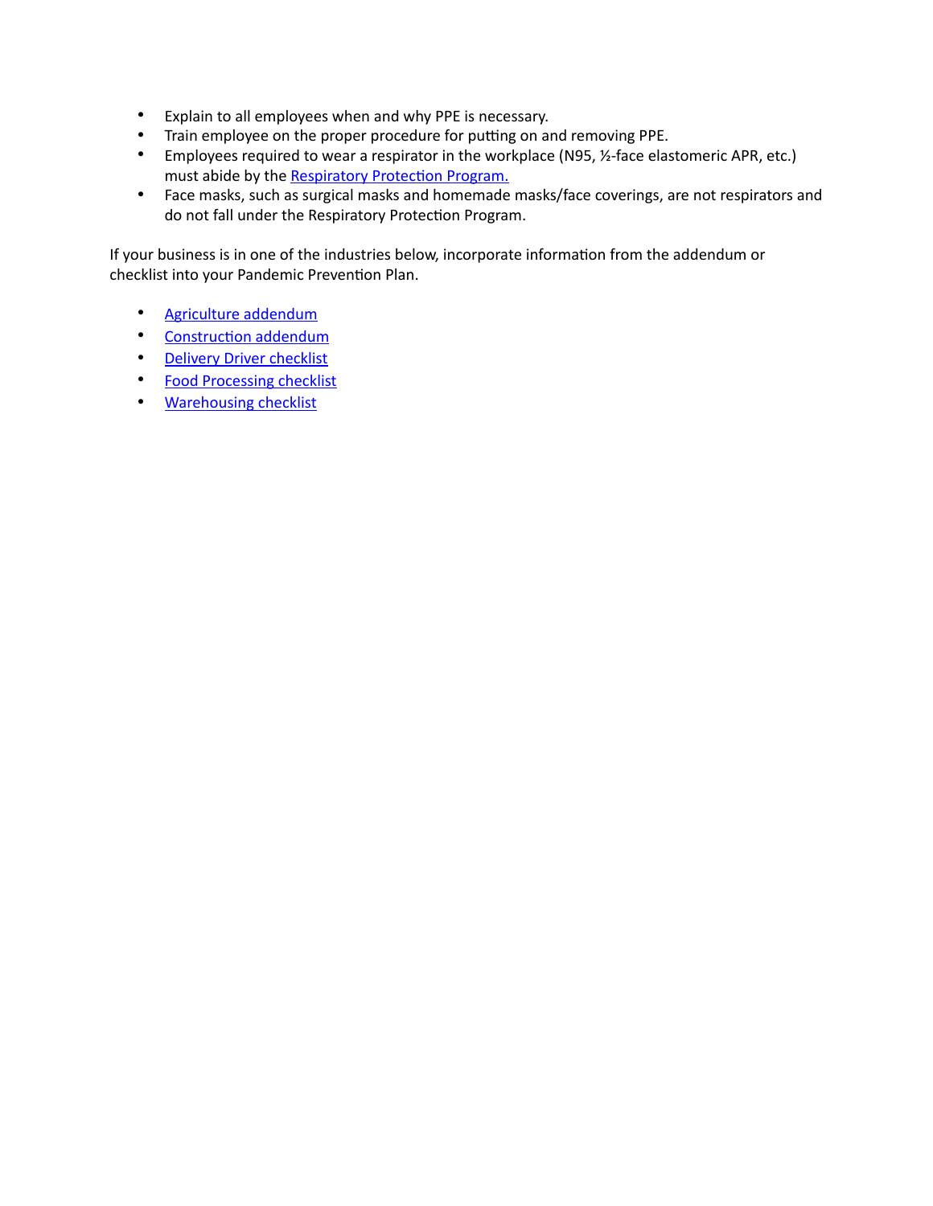- Explain to all employees when and why PPE is necessary.
- Train employee on the proper procedure for putting on and removing PPE.
- Employees required to wear a respirator in the workplace (N95, ½-face elastomeric APR, etc.) must abide by the Respiratory Protection Program.
- Face masks, such as surgical masks and homemade masks/face coverings, are not respirators and do not fall under the Respiratory Protection Program.

If your business is in one of the industries below, incorporate information from the addendum or checklist into your Pandemic Prevention Plan.

- Agriculture addendum
- Construction addendum
- Delivery Driver checklist
- Food Processing checklist
- Warehousing checklist